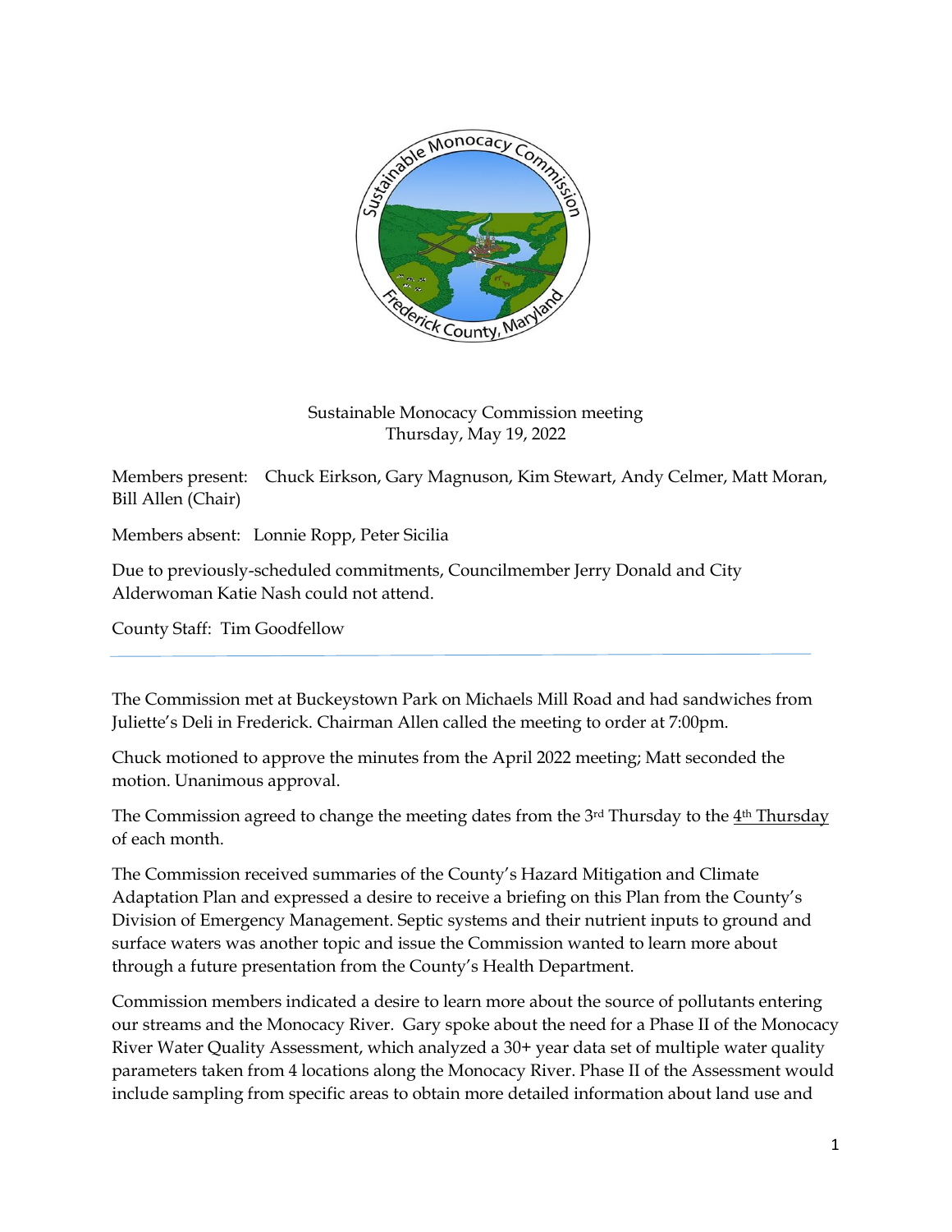Sustainable Monocacy Commission meeting
Thursday, May 19, 2022

Members present: Chuck Eirkson, Gary Magnuson, Kim Stewart, Andy Celmer, Matt Moran, Bill Allen (Chair)

Members absent: Lonnie Ropp, Peter Sicilia

Due to previously-scheduled commitments, Councilmember Jerry Donald and City Alderwoman Katie Nash could not attend.

County Staff: Tim Goodfellow

---

The Commission met at Buckeystown Park on Michaels Mill Road and had sandwiches from Juliette's Deli in Frederick. Chairman Allen called the meeting to order at 7:00pm.

Chuck motioned to approve the minutes from the April 2022 meeting; Matt seconded the motion. Unanimous approval.

The Commission agreed to change the meeting dates from the 3rd Thursday to the <u>4th Thursday</u> of each month.

The Commission received summaries of the County's Hazard Mitigation and Climate Adaptation Plan and expressed a desire to receive a briefing on this Plan from the County's Division of Emergency Management. Septic systems and their nutrient inputs to ground and surface waters was another topic and issue the Commission wanted to learn more about through a future presentation from the County's Health Department.

Commission members indicated a desire to learn more about the source of pollutants entering our streams and the Monocacy River. Gary spoke about the need for a Phase II of the Monocacy River Water Quality Assessment, which analyzed a 30+ year data set of multiple water quality parameters taken from 4 locations along the Monocacy River. Phase II of the Assessment would include sampling from specific areas to obtain more detailed information about land use and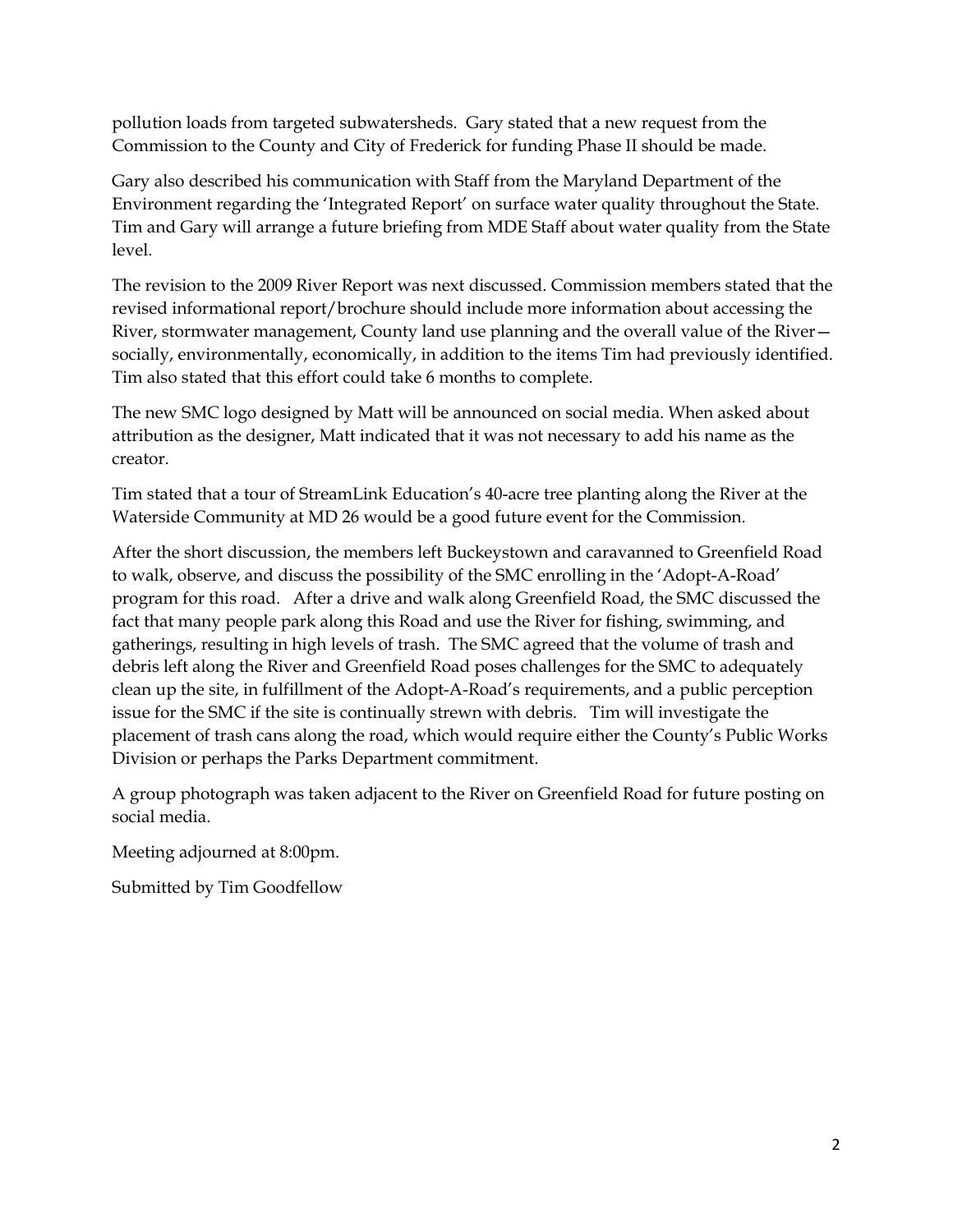pollution loads from targeted subwatersheds. Gary stated that a new request from the Commission to the County and City of Frederick for funding Phase II should be made.

Gary also described his communication with Staff from the Maryland Department of the Environment regarding the 'Integrated Report' on surface water quality throughout the State. Tim and Gary will arrange a future briefing from MDE Staff about water quality from the State level.

The revision to the 2009 River Report was next discussed. Commission members stated that the revised informational report/brochure should include more information about accessing the River, stormwater management, County land use planning and the overall value of the River—socially, environmentally, economically, in addition to the items Tim had previously identified. Tim also stated that this effort could take 6 months to complete.

The new SMC logo designed by Matt will be announced on social media. When asked about attribution as the designer, Matt indicated that it was not necessary to add his name as the creator.

Tim stated that a tour of StreamLink Education's 40-acre tree planting along the River at the Waterside Community at MD 26 would be a good future event for the Commission.

After the short discussion, the members left Buckeystown and caravanned to Greenfield Road to walk, observe, and discuss the possibility of the SMC enrolling in the 'Adopt-A-Road' program for this road. After a drive and walk along Greenfield Road, the SMC discussed the fact that many people park along this Road and use the River for fishing, swimming, and gatherings, resulting in high levels of trash. The SMC agreed that the volume of trash and debris left along the River and Greenfield Road poses challenges for the SMC to adequately clean up the site, in fulfillment of the Adopt-A-Road's requirements, and a public perception issue for the SMC if the site is continually strewn with debris. Tim will investigate the placement of trash cans along the road, which would require either the County's Public Works Division or perhaps the Parks Department commitment.

A group photograph was taken adjacent to the River on Greenfield Road for future posting on social media.

Meeting adjourned at 8:00pm.

Submitted by Tim Goodfellow